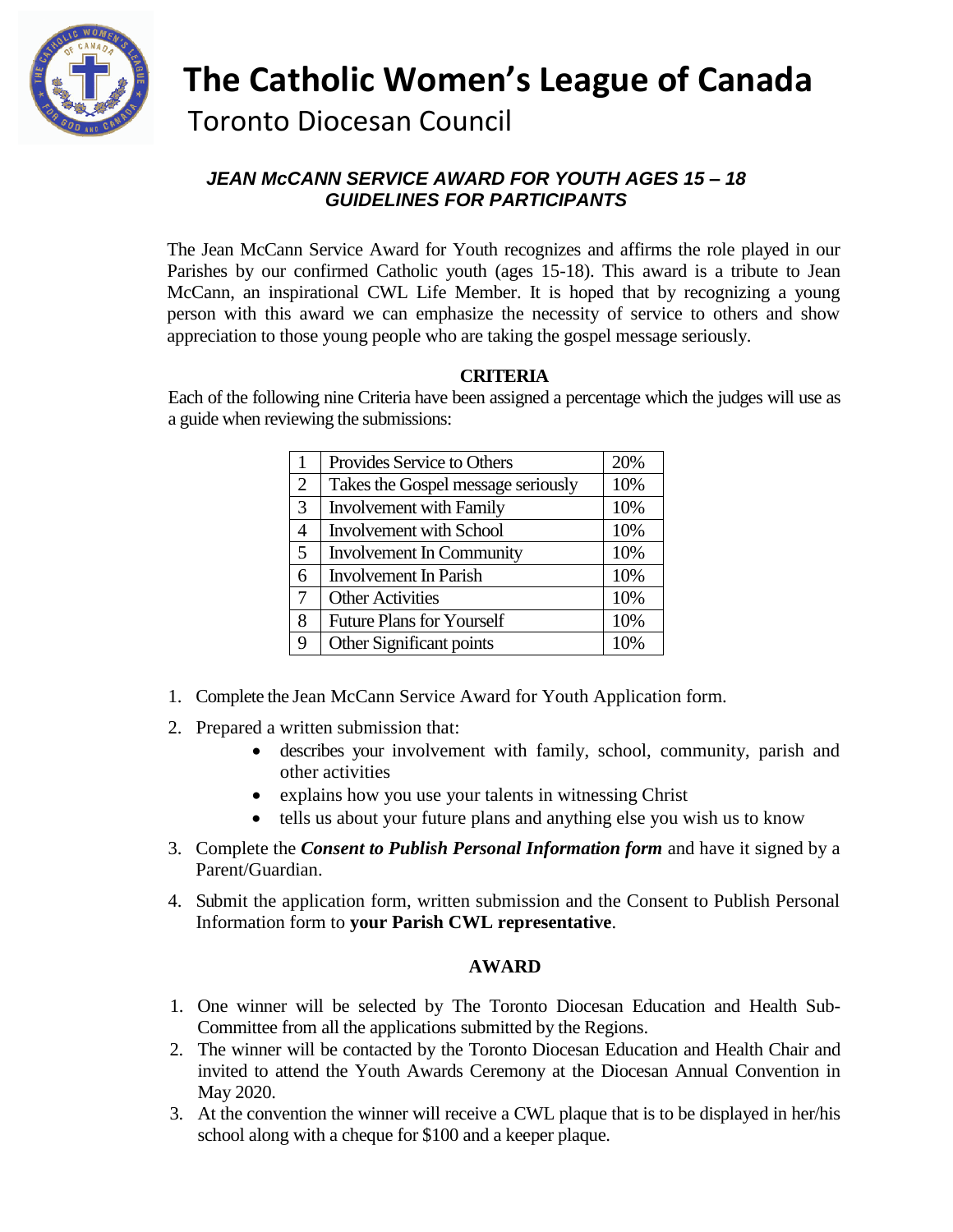# The Catholic Women's League of Canada

## Toronto Diocesan Council

### *JEAN McCANN SERVICE AWARD FOR YOUTH AGES 15 – 18*
### *GUIDELINES FOR PARTICIPANTS*

The Jean McCann Service Award for Youth recognizes and affirms the role played in our Parishes by our confirmed Catholic youth (ages 15-18). This award is a tribute to Jean McCann, an inspirational CWL Life Member. It is hoped that by recognizing a young person with this award we can emphasize the necessity of service to others and show appreciation to those young people who are taking the gospel message seriously.

**CRITERIA**

Each of the following nine Criteria have been assigned a percentage which the judges will use as a guide when reviewing the submissions:

| | | |
|---|---|---|
| 1 | Provides Service to Others | 20% |
| 2 | Takes the Gospel message seriously | 10% |
| 3 | Involvement with Family | 10% |
| 4 | Involvement with School | 10% |
| 5 | Involvement In Community | 10% |
| 6 | Involvement In Parish | 10% |
| 7 | Other Activities | 10% |
| 8 | Future Plans for Yourself | 10% |
| 9 | Other Significant points | 10% |

1. Complete the Jean McCann Service Award for Youth Application form.
2. Prepared a written submission that:
   - describes your involvement with family, school, community, parish and other activities
   - explains how you use your talents in witnessing Christ
   - tells us about your future plans and anything else you wish us to know
3. Complete the ***Consent to Publish Personal Information form*** and have it signed by a Parent/Guardian.
4. Submit the application form, written submission and the Consent to Publish Personal Information form to **your Parish CWL representative**.

**AWARD**

1. One winner will be selected by The Toronto Diocesan Education and Health Sub-Committee from all the applications submitted by the Regions.
2. The winner will be contacted by the Toronto Diocesan Education and Health Chair and invited to attend the Youth Awards Ceremony at the Diocesan Annual Convention in May 2020.
3. At the convention the winner will receive a CWL plaque that is to be displayed in her/his school along with a cheque for $100 and a keeper plaque.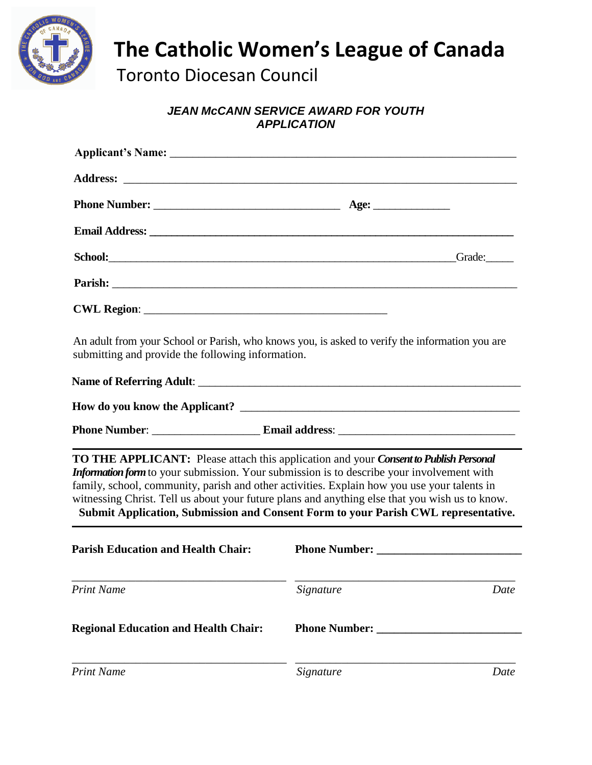# The Catholic Women's League of Canada

## Toronto Diocesan Council

### *JEAN McCANN SERVICE AWARD FOR YOUTH APPLICATION*

**Applicant's Name:** ____________________________________________

**Address:** ____________________________________________

**Phone Number:** ______________________ **Age:** __________

**Email Address:** ____________________________________________

**School:**____________________________________________Grade:_____

**Parish:** ____________________________________________

**CWL Region**: ______________________________

An adult from your School or Parish, who knows you, is asked to verify the information you are submitting and provide the following information.

**Name of Referring Adult**: ____________________________________________

**How do you know the Applicant?** ______________________________________

**Phone Number**: ________________ **Email address**: ________________________

---

**TO THE APPLICANT:** Please attach this application and your ***Consent to Publish Personal Information form*** to your submission. Your submission is to describe your involvement with family, school, community, parish and other activities. Explain how you use your talents in witnessing Christ. Tell us about your future plans and anything else that you wish us to know.

**Submit Application, Submission and Consent Form to your Parish CWL representative.**

---

**Parish Education and Health Chair:** **Phone Number:** ______________________

______________________________ ______________________________

*Print Name* *Signature* *Date*

**Regional Education and Health Chair:** **Phone Number:** ______________________

______________________________ ______________________________

*Print Name* *Signature* *Date*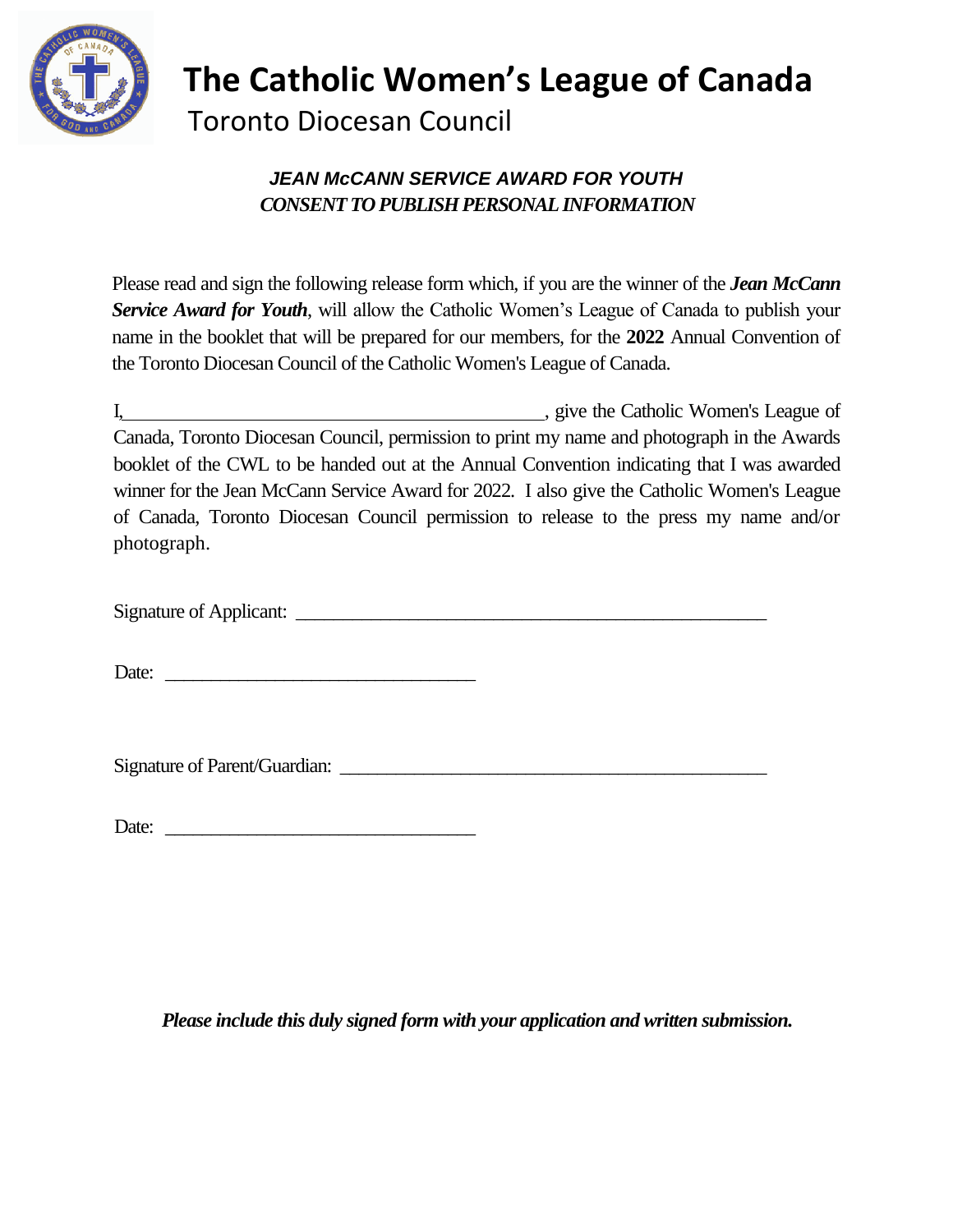# The Catholic Women's League of Canada

## Toronto Diocesan Council

***JEAN McCANN SERVICE AWARD FOR YOUTH***
***CONSENT TO PUBLISH PERSONAL INFORMATION***

Please read and sign the following release form which, if you are the winner of the ***Jean McCann Service Award for Youth***, will allow the Catholic Women's League of Canada to publish your name in the booklet that will be prepared for our members, for the **2022** Annual Convention of the Toronto Diocesan Council of the Catholic Women's League of Canada.

I,\_\_\_\_\_\_\_\_\_\_\_\_\_\_\_\_\_\_\_\_\_\_\_\_\_\_\_\_\_\_\_\_\_\_\_\_\_\_\_\_\_\_, give the Catholic Women's League of Canada, Toronto Diocesan Council, permission to print my name and photograph in the Awards booklet of the CWL to be handed out at the Annual Convention indicating that I was awarded winner for the Jean McCann Service Award for 2022. I also give the Catholic Women's League of Canada, Toronto Diocesan Council permission to release to the press my name and/or photograph.

Signature of Applicant: \_\_\_\_\_\_\_\_\_\_\_\_\_\_\_\_\_\_\_\_\_\_\_\_\_\_\_\_\_\_\_\_\_\_\_\_\_\_\_\_\_\_\_\_\_\_

Date: \_\_\_\_\_\_\_\_\_\_\_\_\_\_\_\_\_\_\_\_\_\_\_\_\_\_\_\_\_\_\_\_

Signature of Parent/Guardian: \_\_\_\_\_\_\_\_\_\_\_\_\_\_\_\_\_\_\_\_\_\_\_\_\_\_\_\_\_\_\_\_\_\_\_\_\_\_\_\_\_\_\_

Date: \_\_\_\_\_\_\_\_\_\_\_\_\_\_\_\_\_\_\_\_\_\_\_\_\_\_\_\_\_\_\_\_

***Please include this duly signed form with your application and written submission.***